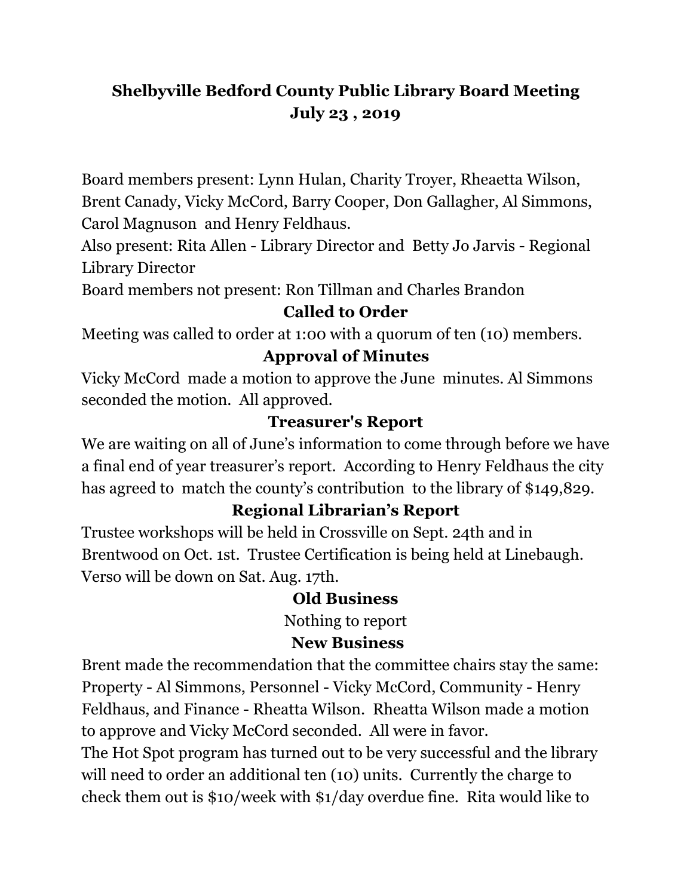# Shelbyville Bedford County Public Library Board Meeting
# July 23 , 2019

Board members present: Lynn Hulan, Charity Troyer, Rheaetta Wilson, Brent Canady, Vicky McCord, Barry Cooper, Don Gallagher, Al Simmons, Carol Magnuson and Henry Feldhaus.
Also present: Rita Allen - Library Director and Betty Jo Jarvis - Regional Library Director
Board members not present: Ron Tillman and Charles Brandon

## Called to Order

Meeting was called to order at 1:00 with a quorum of ten (10) members.

## Approval of Minutes

Vicky McCord made a motion to approve the June minutes. Al Simmons seconded the motion. All approved.

## Treasurer's Report

We are waiting on all of June's information to come through before we have a final end of year treasurer's report. According to Henry Feldhaus the city has agreed to match the county's contribution to the library of $149,829.

## Regional Librarian's Report

Trustee workshops will be held in Crossville on Sept. 24th and in Brentwood on Oct. 1st. Trustee Certification is being held at Linebaugh. Verso will be down on Sat. Aug. 17th.

## Old Business

Nothing to report

## New Business

Brent made the recommendation that the committee chairs stay the same: Property - Al Simmons, Personnel - Vicky McCord, Community - Henry Feldhaus, and Finance - Rheatta Wilson. Rheatta Wilson made a motion to approve and Vicky McCord seconded. All were in favor.
The Hot Spot program has turned out to be very successful and the library will need to order an additional ten (10) units. Currently the charge to check them out is $10/week with $1/day overdue fine. Rita would like to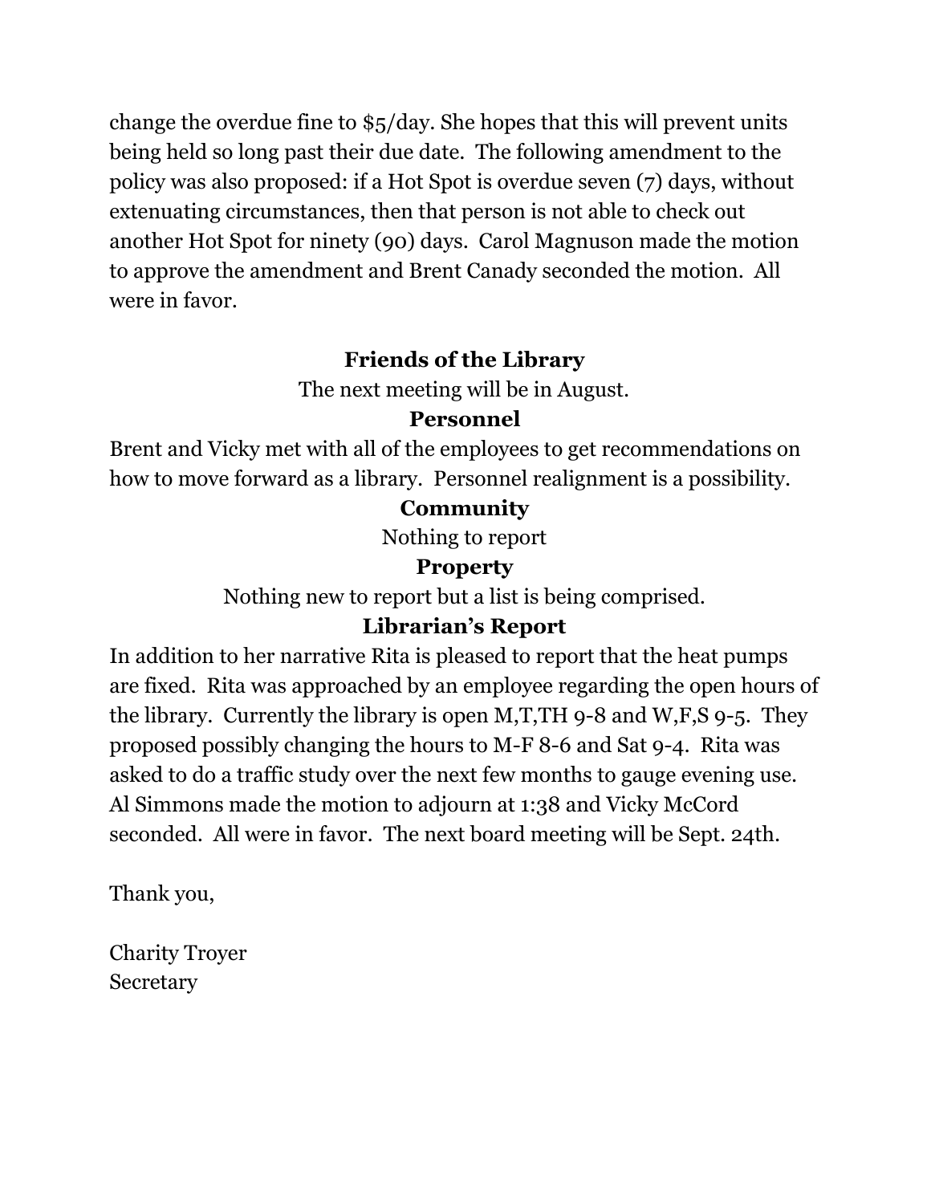change the overdue fine to $5/day. She hopes that this will prevent units being held so long past their due date. The following amendment to the policy was also proposed: if a Hot Spot is overdue seven (7) days, without extenuating circumstances, then that person is not able to check out another Hot Spot for ninety (90) days. Carol Magnuson made the motion to approve the amendment and Brent Canady seconded the motion. All were in favor.

**Friends of the Library**

The next meeting will be in August.

**Personnel**

Brent and Vicky met with all of the employees to get recommendations on how to move forward as a library. Personnel realignment is a possibility.

**Community**

Nothing to report

**Property**

Nothing new to report but a list is being comprised.

**Librarian's Report**

In addition to her narrative Rita is pleased to report that the heat pumps are fixed. Rita was approached by an employee regarding the open hours of the library. Currently the library is open M,T,TH 9-8 and W,F,S 9-5. They proposed possibly changing the hours to M-F 8-6 and Sat 9-4. Rita was asked to do a traffic study over the next few months to gauge evening use. Al Simmons made the motion to adjourn at 1:38 and Vicky McCord seconded. All were in favor. The next board meeting will be Sept. 24th.

Thank you,

Charity Troyer
Secretary